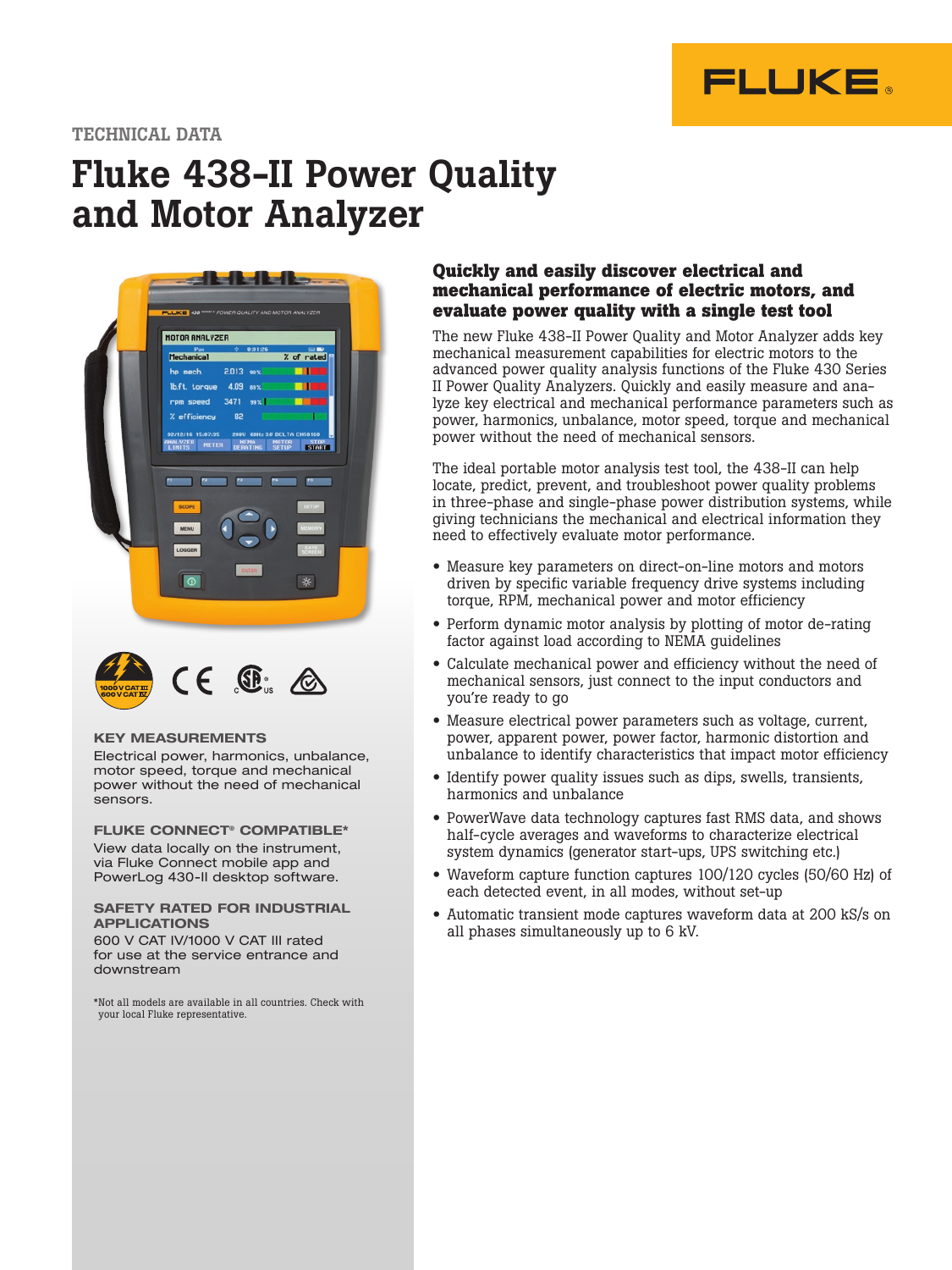TECHNICAL DATA

# Fluke 438-II Power Quality and Motor Analyzer

### KEY MEASUREMENTS

Electrical power, harmonics, unbalance, motor speed, torque and mechanical power without the need of mechanical sensors.

### FLUKE CONNECT® COMPATIBLE*

View data locally on the instrument, via Fluke Connect mobile app and PowerLog 430-II desktop software.

### SAFETY RATED FOR INDUSTRIAL APPLICATIONS

600 V CAT IV/1000 V CAT III rated for use at the service entrance and downstream

*Not all models are available in all countries. Check with your local Fluke representative.

## Quickly and easily discover electrical and mechanical performance of electric motors, and evaluate power quality with a single test tool

The new Fluke 438-II Power Quality and Motor Analyzer adds key mechanical measurement capabilities for electric motors to the advanced power quality analysis functions of the Fluke 430 Series II Power Quality Analyzers. Quickly and easily measure and analyze key electrical and mechanical performance parameters such as power, harmonics, unbalance, motor speed, torque and mechanical power without the need of mechanical sensors.

The ideal portable motor analysis test tool, the 438-II can help locate, predict, prevent, and troubleshoot power quality problems in three-phase and single-phase power distribution systems, while giving technicians the mechanical and electrical information they need to effectively evaluate motor performance.

- Measure key parameters on direct-on-line motors and motors driven by specific variable frequency drive systems including torque, RPM, mechanical power and motor efficiency
- Perform dynamic motor analysis by plotting of motor de-rating factor against load according to NEMA guidelines
- Calculate mechanical power and efficiency without the need of mechanical sensors, just connect to the input conductors and you're ready to go
- Measure electrical power parameters such as voltage, current, power, apparent power, power factor, harmonic distortion and unbalance to identify characteristics that impact motor efficiency
- Identify power quality issues such as dips, swells, transients, harmonics and unbalance
- PowerWave data technology captures fast RMS data, and shows half-cycle averages and waveforms to characterize electrical system dynamics (generator start-ups, UPS switching etc.)
- Waveform capture function captures 100/120 cycles (50/60 Hz) of each detected event, in all modes, without set-up
- Automatic transient mode captures waveform data at 200 kS/s on all phases simultaneously up to 6 kV.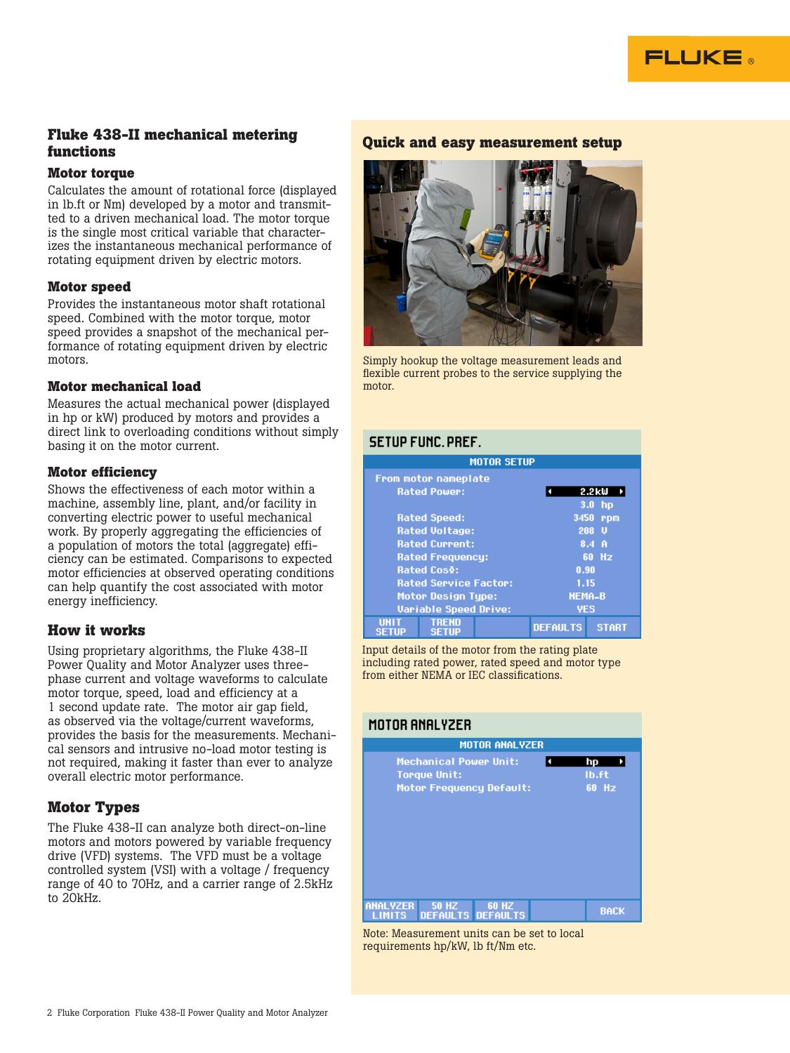## Fluke 438-II mechanical metering functions

### Motor torque

Calculates the amount of rotational force (displayed in lb.ft or Nm) developed by a motor and transmitted to a driven mechanical load. The motor torque is the single most critical variable that characterizes the instantaneous mechanical performance of rotating equipment driven by electric motors.

### Motor speed

Provides the instantaneous motor shaft rotational speed. Combined with the motor torque, motor speed provides a snapshot of the mechanical performance of rotating equipment driven by electric motors.

### Motor mechanical load

Measures the actual mechanical power (displayed in hp or kW) produced by motors and provides a direct link to overloading conditions without simply basing it on the motor current.

### Motor efficiency

Shows the effectiveness of each motor within a machine, assembly line, plant, and/or facility in converting electric power to useful mechanical work. By properly aggregating the efficiencies of a population of motors the total (aggregate) efficiency can be estimated. Comparisons to expected motor efficiencies at observed operating conditions can help quantify the cost associated with motor energy inefficiency.

## How it works

Using proprietary algorithms, the Fluke 438-II Power Quality and Motor Analyzer uses three-phase current and voltage waveforms to calculate motor torque, speed, load and efficiency at a 1 second update rate. The motor air gap field, as observed via the voltage/current waveforms, provides the basis for the measurements. Mechanical sensors and intrusive no-load motor testing is not required, making it faster than ever to analyze overall electric motor performance.

## Motor Types

The Fluke 438-II can analyze both direct-on-line motors and motors powered by variable frequency drive (VFD) systems. The VFD must be a voltage controlled system (VSI) with a voltage / frequency range of 40 to 70Hz, and a carrier range of 2.5kHz to 20kHz.

## Quick and easy measurement setup

Simply hookup the voltage measurement leads and flexible current probes to the service supplying the motor.

**SETUP FUNC. PREF.**

**MOTOR SETUP**

From motor nameplate

| | |
|---|---|
| Rated Power: | 2.2kW / 3.0 hp |
| Rated Speed: | 3450 rpm |
| Rated Voltage: | 208 V |
| Rated Current: | 8.4 A |
| Rated Frequency: | 60 Hz |
| Rated Cosφ: | 0.90 |
| Rated Service Factor: | 1.15 |
| Motor Design Type: | NEMA-B |
| Variable Speed Drive: | YES |

UNIT SETUP | TREND SETUP | DEFAULTS | START

Input details of the motor from the rating plate including rated power, rated speed and motor type from either NEMA or IEC classifications.

**MOTOR ANALYZER**

**MOTOR ANALYZER**

| | |
|---|---|
| Mechanical Power Unit: | hp |
| Torque Unit: | lb.ft |
| Motor Frequency Default: | 60 Hz |

ANALYZER LIMITS | 50 HZ DEFAULTS | 60 HZ DEFAULTS | BACK

Note: Measurement units can be set to local requirements hp/kW, lb ft/Nm etc.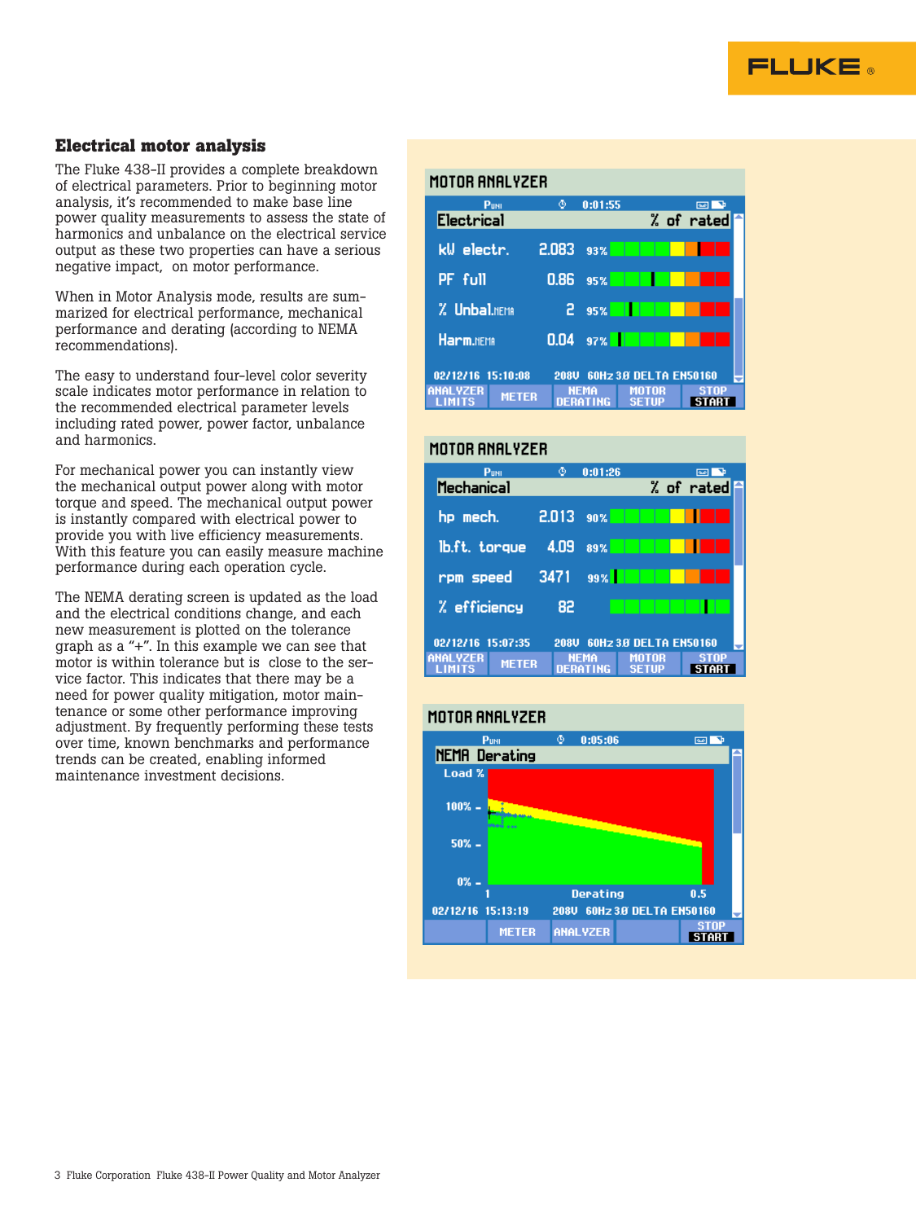## Electrical motor analysis

The Fluke 438-II provides a complete breakdown of electrical parameters. Prior to beginning motor analysis, it's recommended to make base line power quality measurements to assess the state of harmonics and unbalance on the electrical service output as these two properties can have a serious negative impact, on motor performance.

When in Motor Analysis mode, results are summarized for electrical performance, mechanical performance and derating (according to NEMA recommendations).

The easy to understand four-level color severity scale indicates motor performance in relation to the recommended electrical parameter levels including rated power, power factor, unbalance and harmonics.

For mechanical power you can instantly view the mechanical output power along with motor torque and speed. The mechanical output power is instantly compared with electrical power to provide you with live efficiency measurements. With this feature you can easily measure machine performance during each operation cycle.

The NEMA derating screen is updated as the load and the electrical conditions change, and each new measurement is plotted on the tolerance graph as a "+". In this example we can see that motor is within tolerance but is close to the service factor. This indicates that there may be a need for power quality mitigation, motor maintenance or some other performance improving adjustment. By frequently performing these tests over time, known benchmarks and performance trends can be created, enabling informed maintenance investment decisions.

**MOTOR ANALYZER**

| Electrical | | % of rated |
|---|---|---|
| kW electr. | 2.083 | 93% |
| PF full | 0.86 | 95% |
| % Unbal.NEMA | 2 | 95% |
| Harm.NEMA | 0.04 | 97% |

02/12/16 15:10:08 208V 60Hz 3Ø DELTA EN50160

**MOTOR ANALYZER**

| Mechanical | | % of rated |
|---|---|---|
| hp mech. | 2.013 | 90% |
| lb.ft. torque | 4.09 | 89% |
| rpm speed | 3471 | 99% |
| % efficiency | 82 | |

02/12/16 15:07:35 208V 60Hz 3Ø DELTA EN50160

**MOTOR ANALYZER**

NEMA Derating

02/12/16 15:13:19 208V 60Hz 3Ø DELTA EN50160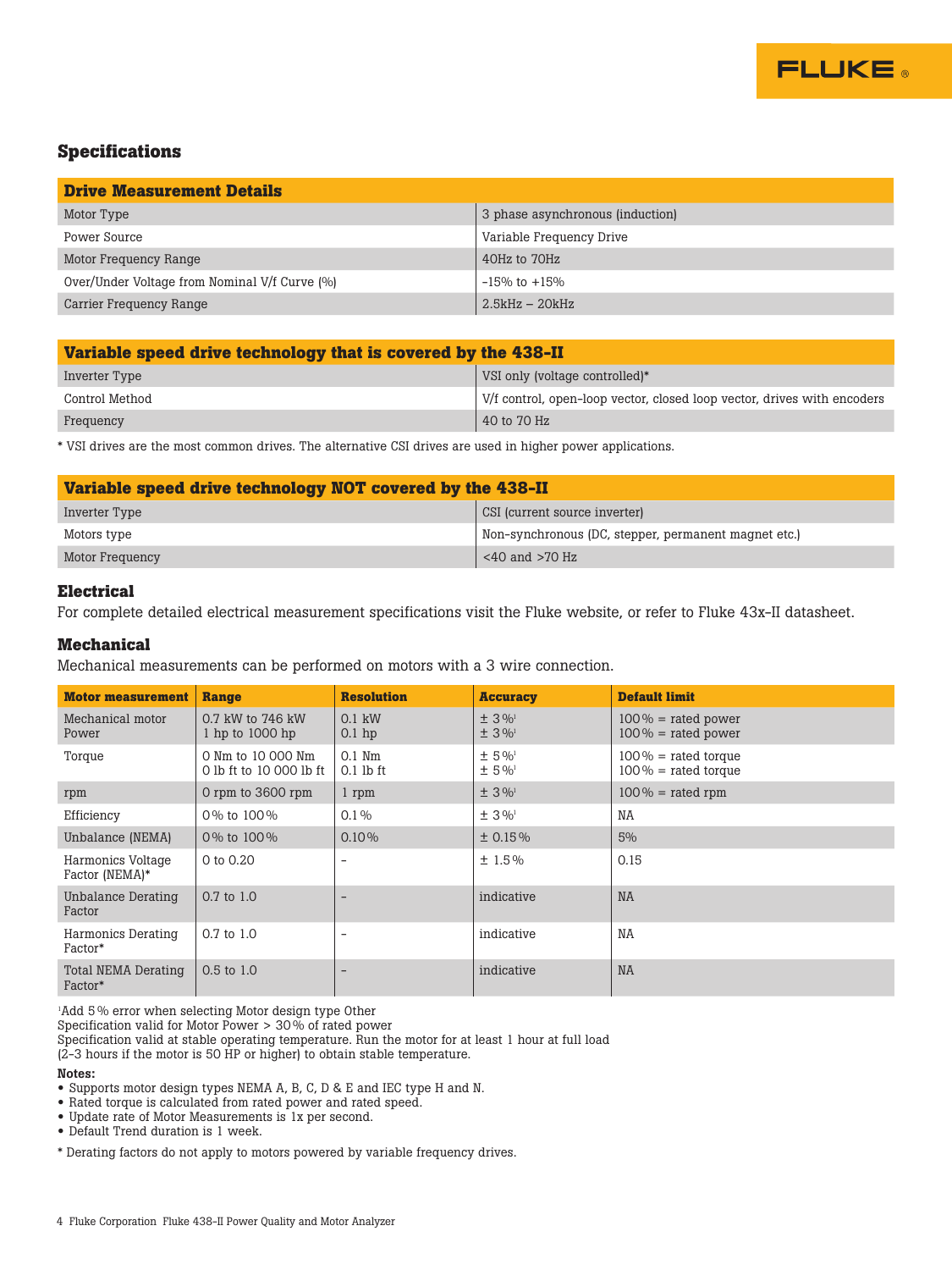## Specifications

| Drive Measurement Details | |
|---|---|
| Motor Type | 3 phase asynchronous (induction) |
| Power Source | Variable Frequency Drive |
| Motor Frequency Range | 40Hz to 70Hz |
| Over/Under Voltage from Nominal V/f Curve (%) | -15% to +15% |
| Carrier Frequency Range | 2.5kHz – 20kHz |

| Variable speed drive technology that is covered by the 438-II | |
|---|---|
| Inverter Type | VSI only (voltage controlled)* |
| Control Method | V/f control, open-loop vector, closed loop vector, drives with encoders |
| Frequency | 40 to 70 Hz |

* VSI drives are the most common drives. The alternative CSI drives are used in higher power applications.

| Variable speed drive technology NOT covered by the 438-II | |
|---|---|
| Inverter Type | CSI (current source inverter) |
| Motors type | Non-synchronous (DC, stepper, permanent magnet etc.) |
| Motor Frequency | <40 and >70 Hz |

### Electrical

For complete detailed electrical measurement specifications visit the Fluke website, or refer to Fluke 43x-II datasheet.

### Mechanical

Mechanical measurements can be performed on motors with a 3 wire connection.

| Motor measurement | Range | Resolution | Accuracy | Default limit |
|---|---|---|---|---|
| Mechanical motor Power | 0.7 kW to 746 kW<br>1 hp to 1000 hp | 0.1 kW<br>0.1 hp | ± 3%[1]<br>± 3%[1] | 100% = rated power<br>100% = rated power |
| Torque | 0 Nm to 10 000 Nm<br>0 lb ft to 10 000 lb ft | 0.1 Nm<br>0.1 lb ft | ± 5%[1]<br>± 5%[1] | 100% = rated torque<br>100% = rated torque |
| rpm | 0 rpm to 3600 rpm | 1 rpm | ± 3%[1] | 100% = rated rpm |
| Efficiency | 0% to 100% | 0.1% | ± 3%[1] | NA |
| Unbalance (NEMA) | 0% to 100% | 0.10% | ± 0.15% | 5% |
| Harmonics Voltage Factor (NEMA)* | 0 to 0.20 | - | ± 1.5% | 0.15 |
| Unbalance Derating Factor | 0.7 to 1.0 | - | indicative | NA |
| Harmonics Derating Factor* | 0.7 to 1.0 | - | indicative | NA |
| Total NEMA Derating Factor* | 0.5 to 1.0 | - | indicative | NA |

[1]Add 5% error when selecting Motor design type Other
Specification valid for Motor Power > 30% of rated power
Specification valid at stable operating temperature. Run the motor for at least 1 hour at full load (2-3 hours if the motor is 50 HP or higher) to obtain stable temperature.

**Notes:**

- Supports motor design types NEMA A, B, C, D & E and IEC type H and N.
- Rated torque is calculated from rated power and rated speed.
- Update rate of Motor Measurements is 1x per second.
- Default Trend duration is 1 week.

* Derating factors do not apply to motors powered by variable frequency drives.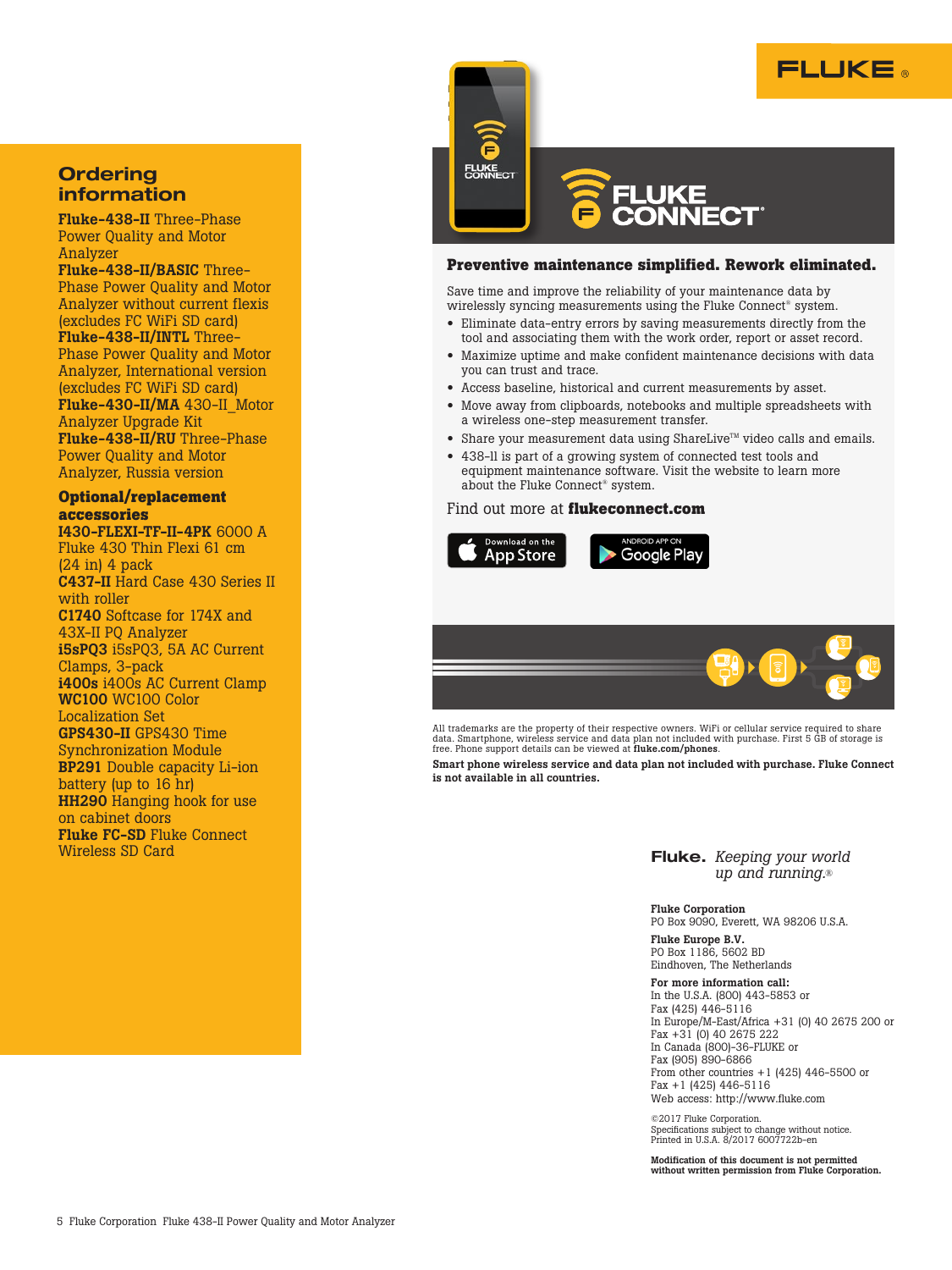## Ordering information

**Fluke-438-II** Three-Phase Power Quality and Motor Analyzer
**Fluke-438-II/BASIC** Three-Phase Power Quality and Motor Analyzer without current flexis (excludes FC WiFi SD card)
**Fluke-438-II/INTL** Three-Phase Power Quality and Motor Analyzer, International version (excludes FC WiFi SD card)
**Fluke-430-II/MA** 430-II_Motor Analyzer Upgrade Kit
**Fluke-438-II/RU** Three-Phase Power Quality and Motor Analyzer, Russia version

### Optional/replacement accessories

**I430-FLEXI-TF-II-4PK** 6000 A Fluke 430 Thin Flexi 61 cm (24 in) 4 pack
**C437-II** Hard Case 430 Series II with roller
**C1740** Softcase for 174X and 43X-II PQ Analyzer
**i5sPQ3** i5sPQ3, 5A AC Current Clamps, 3-pack
**i400s** i400s AC Current Clamp
**WC100** WC100 Color Localization Set
**GPS430-II** GPS430 Time Synchronization Module
**BP291** Double capacity Li-ion battery (up to 16 hr)
**HH290** Hanging hook for use on cabinet doors
**Fluke FC-SD** Fluke Connect Wireless SD Card

## FLUKE CONNECT®

### Preventive maintenance simplified. Rework eliminated.

Save time and improve the reliability of your maintenance data by wirelessly syncing measurements using the Fluke Connect® system.

- Eliminate data-entry errors by saving measurements directly from the tool and associating them with the work order, report or asset record.
- Maximize uptime and make confident maintenance decisions with data you can trust and trace.
- Access baseline, historical and current measurements by asset.
- Move away from clipboards, notebooks and multiple spreadsheets with a wireless one-step measurement transfer.
- Share your measurement data using ShareLive™ video calls and emails.
- 438-II is part of a growing system of connected test tools and equipment maintenance software. Visit the website to learn more about the Fluke Connect® system.

Find out more at **flukeconnect.com**

Download on the App Store
ANDROID APP ON Google Play

All trademarks are the property of their respective owners. WiFi or cellular service required to share data. Smartphone, wireless service and data plan not included with purchase. First 5 GB of storage is free. Phone support details can be viewed at **fluke.com/phones**.

**Smart phone wireless service and data plan not included with purchase. Fluke Connect is not available in all countries.**

**Fluke.** *Keeping your world up and running.®*

**Fluke Corporation**
PO Box 9090, Everett, WA 98206 U.S.A.

**Fluke Europe B.V.**
PO Box 1186, 5602 BD
Eindhoven, The Netherlands

**For more information call:**
In the U.S.A. (800) 443-5853 or
Fax (425) 446-5116
In Europe/M-East/Africa +31 (0) 40 2675 200 or
Fax +31 (0) 40 2675 222
In Canada (800)-36-FLUKE or
Fax (905) 890-6866
From other countries +1 (425) 446-5500 or
Fax +1 (425) 446-5116
Web access: http://www.fluke.com

©2017 Fluke Corporation.
Specifications subject to change without notice.
Printed in U.S.A. 8/2017 6007722b-en

**Modification of this document is not permitted without written permission from Fluke Corporation.**